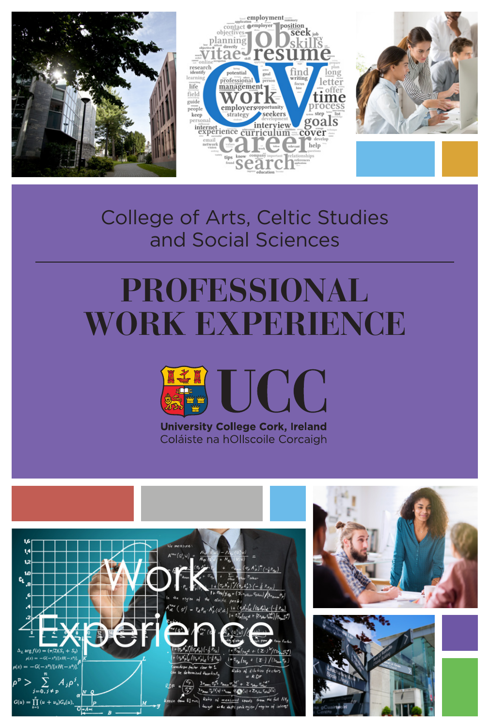College of Arts, Celtic Studies and Social Sciences

# PROFESSIONAL WORK EXPERIENCE

UCC

**University College Cork, Ireland**

Coláiste na hOllscoile Corcaigh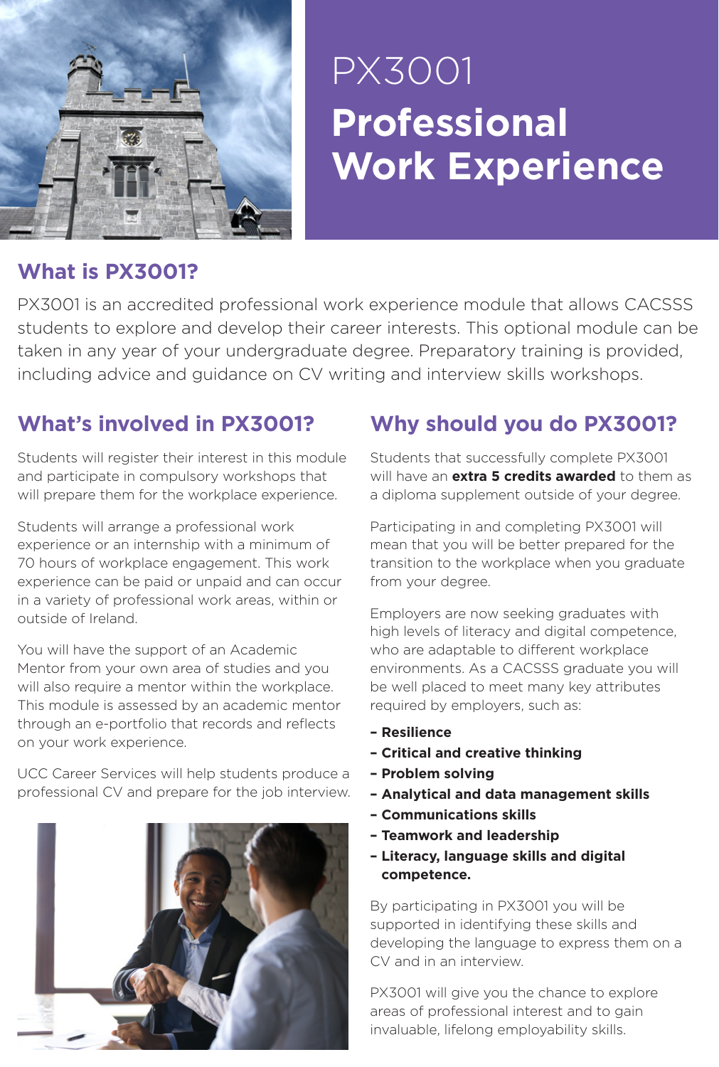# PX3001
# Professional Work Experience

## What is PX3001?

PX3001 is an accredited professional work experience module that allows CACSSS students to explore and develop their career interests. This optional module can be taken in any year of your undergraduate degree. Preparatory training is provided, including advice and guidance on CV writing and interview skills workshops.

## What's involved in PX3001?

Students will register their interest in this module and participate in compulsory workshops that will prepare them for the workplace experience.

Students will arrange a professional work experience or an internship with a minimum of 70 hours of workplace engagement. This work experience can be paid or unpaid and can occur in a variety of professional work areas, within or outside of Ireland.

You will have the support of an Academic Mentor from your own area of studies and you will also require a mentor within the workplace. This module is assessed by an academic mentor through an e-portfolio that records and reflects on your work experience.

UCC Career Services will help students produce a professional CV and prepare for the job interview.

## Why should you do PX3001?

Students that successfully complete PX3001 will have an **extra 5 credits awarded** to them as a diploma supplement outside of your degree.

Participating in and completing PX3001 will mean that you will be better prepared for the transition to the workplace when you graduate from your degree.

Employers are now seeking graduates with high levels of literacy and digital competence, who are adaptable to different workplace environments. As a CACSSS graduate you will be well placed to meet many key attributes required by employers, such as:

- **Resilience**
- **Critical and creative thinking**
- **Problem solving**
- **Analytical and data management skills**
- **Communications skills**
- **Teamwork and leadership**
- **Literacy, language skills and digital competence.**

By participating in PX3001 you will be supported in identifying these skills and developing the language to express them on a CV and in an interview.

PX3001 will give you the chance to explore areas of professional interest and to gain invaluable, lifelong employability skills.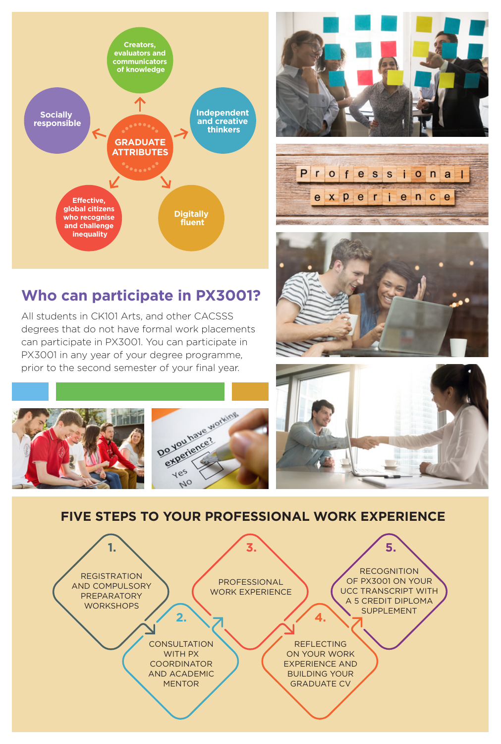## GRADUATE ATTRIBUTES

- Creators, evaluators and communicators of knowledge
- Independent and creative thinkers
- Digitally fluent
- Effective, global citizens who recognise and challenge inequality
- Socially responsible

## Who can participate in PX3001?

All students in CK101 Arts, and other CACSSS degrees that do not have formal work placements can participate in PX3001. You can participate in PX3001 in any year of your degree programme, prior to the second semester of your final year.

## FIVE STEPS TO YOUR PROFESSIONAL WORK EXPERIENCE

1. REGISTRATION AND COMPULSORY PREPARATORY WORKSHOPS
2. CONSULTATION WITH PX COORDINATOR AND ACADEMIC MENTOR
3. PROFESSIONAL WORK EXPERIENCE
4. REFLECTING ON YOUR WORK EXPERIENCE AND BUILDING YOUR GRADUATE CV
5. RECOGNITION OF PX3001 ON YOUR UCC TRANSCRIPT WITH A 5 CREDIT DIPLOMA SUPPLEMENT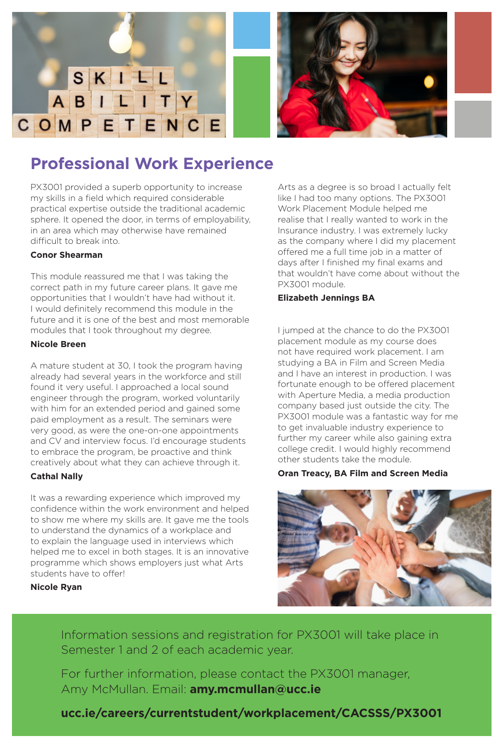## Professional Work Experience

PX3001 provided a superb opportunity to increase my skills in a field which required considerable practical expertise outside the traditional academic sphere. It opened the door, in terms of employability, in an area which may otherwise have remained difficult to break into.

**Conor Shearman**

This module reassured me that I was taking the correct path in my future career plans. It gave me opportunities that I wouldn't have had without it. I would definitely recommend this module in the future and it is one of the best and most memorable modules that I took throughout my degree.

**Nicole Breen**

A mature student at 30, I took the program having already had several years in the workforce and still found it very useful. I approached a local sound engineer through the program, worked voluntarily with him for an extended period and gained some paid employment as a result. The seminars were very good, as were the one-on-one appointments and CV and interview focus. I'd encourage students to embrace the program, be proactive and think creatively about what they can achieve through it.

**Cathal Nally**

It was a rewarding experience which improved my confidence within the work environment and helped to show me where my skills are. It gave me the tools to understand the dynamics of a workplace and to explain the language used in interviews which helped me to excel in both stages. It is an innovative programme which shows employers just what Arts students have to offer!

**Nicole Ryan**

Arts as a degree is so broad I actually felt like I had too many options. The PX3001 Work Placement Module helped me realise that I really wanted to work in the Insurance industry. I was extremely lucky as the company where I did my placement offered me a full time job in a matter of days after I finished my final exams and that wouldn't have come about without the PX3001 module.

**Elizabeth Jennings BA**

I jumped at the chance to do the PX3001 placement module as my course does not have required work placement. I am studying a BA in Film and Screen Media and I have an interest in production. I was fortunate enough to be offered placement with Aperture Media, a media production company based just outside the city. The PX3001 module was a fantastic way for me to get invaluable industry experience to further my career while also gaining extra college credit. I would highly recommend other students take the module.

**Oran Treacy, BA Film and Screen Media**

Information sessions and registration for PX3001 will take place in Semester 1 and 2 of each academic year.

For further information, please contact the PX3001 manager, Amy McMullan. Email: **amy.mcmullan@ucc.ie**

**ucc.ie/careers/currentstudent/workplacement/CACSSS/PX3001**